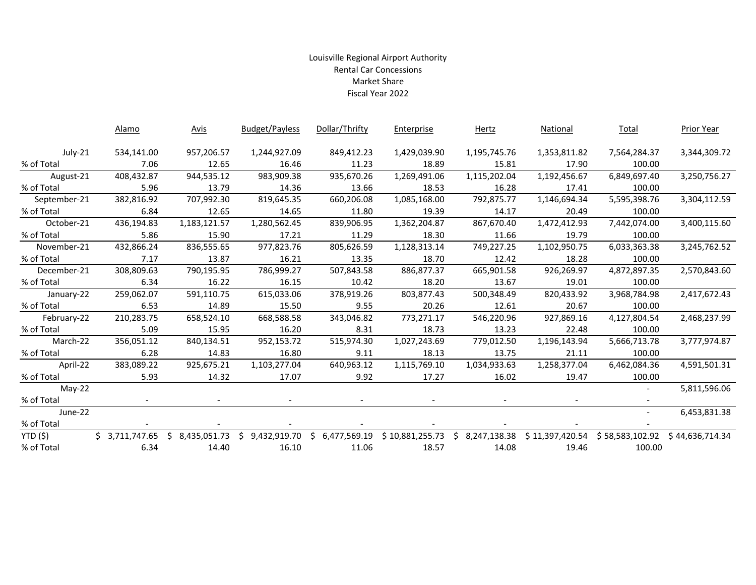Louisville Regional Airport Authority
Rental Car Concessions
Market Share
Fiscal Year 2022

| | Alamo | Avis | Budget/Payless | Dollar/Thrifty | Enterprise | Hertz | National | Total | Prior Year |
|---|---|---|---|---|---|---|---|---|---|
| July-21 | 534,141.00 | 957,206.57 | 1,244,927.09 | 849,412.23 | 1,429,039.90 | 1,195,745.76 | 1,353,811.82 | 7,564,284.37 | 3,344,309.72 |
| % of Total | 7.06 | 12.65 | 16.46 | 11.23 | 18.89 | 15.81 | 17.90 | 100.00 | |
| August-21 | 408,432.87 | 944,535.12 | 983,909.38 | 935,670.26 | 1,269,491.06 | 1,115,202.04 | 1,192,456.67 | 6,849,697.40 | 3,250,756.27 |
| % of Total | 5.96 | 13.79 | 14.36 | 13.66 | 18.53 | 16.28 | 17.41 | 100.00 | |
| September-21 | 382,816.92 | 707,992.30 | 819,645.35 | 660,206.08 | 1,085,168.00 | 792,875.77 | 1,146,694.34 | 5,595,398.76 | 3,304,112.59 |
| % of Total | 6.84 | 12.65 | 14.65 | 11.80 | 19.39 | 14.17 | 20.49 | 100.00 | |
| October-21 | 436,194.83 | 1,183,121.57 | 1,280,562.45 | 839,906.95 | 1,362,204.87 | 867,670.40 | 1,472,412.93 | 7,442,074.00 | 3,400,115.60 |
| % of Total | 5.86 | 15.90 | 17.21 | 11.29 | 18.30 | 11.66 | 19.79 | 100.00 | |
| November-21 | 432,866.24 | 836,555.65 | 977,823.76 | 805,626.59 | 1,128,313.14 | 749,227.25 | 1,102,950.75 | 6,033,363.38 | 3,245,762.52 |
| % of Total | 7.17 | 13.87 | 16.21 | 13.35 | 18.70 | 12.42 | 18.28 | 100.00 | |
| December-21 | 308,809.63 | 790,195.95 | 786,999.27 | 507,843.58 | 886,877.37 | 665,901.58 | 926,269.97 | 4,872,897.35 | 2,570,843.60 |
| % of Total | 6.34 | 16.22 | 16.15 | 10.42 | 18.20 | 13.67 | 19.01 | 100.00 | |
| January-22 | 259,062.07 | 591,110.75 | 615,033.06 | 378,919.26 | 803,877.43 | 500,348.49 | 820,433.92 | 3,968,784.98 | 2,417,672.43 |
| % of Total | 6.53 | 14.89 | 15.50 | 9.55 | 20.26 | 12.61 | 20.67 | 100.00 | |
| February-22 | 210,283.75 | 658,524.10 | 668,588.58 | 343,046.82 | 773,271.17 | 546,220.96 | 927,869.16 | 4,127,804.54 | 2,468,237.99 |
| % of Total | 5.09 | 15.95 | 16.20 | 8.31 | 18.73 | 13.23 | 22.48 | 100.00 | |
| March-22 | 356,051.12 | 840,134.51 | 952,153.72 | 515,974.30 | 1,027,243.69 | 779,012.50 | 1,196,143.94 | 5,666,713.78 | 3,777,974.87 |
| % of Total | 6.28 | 14.83 | 16.80 | 9.11 | 18.13 | 13.75 | 21.11 | 100.00 | |
| April-22 | 383,089.22 | 925,675.21 | 1,103,277.04 | 640,963.12 | 1,115,769.10 | 1,034,933.63 | 1,258,377.04 | 6,462,084.36 | 4,591,501.31 |
| % of Total | 5.93 | 14.32 | 17.07 | 9.92 | 17.27 | 16.02 | 19.47 | 100.00 | |
| May-22 | | | | | | | | - | 5,811,596.06 |
| % of Total | - | - | - | - | - | - | - | - | |
| June-22 | | | | | | | | - | 6,453,831.38 |
| % of Total | - | - | - | - | - | - | - | - | |
| YTD ($) | $ 3,711,747.65 | $ 8,435,051.73 | $ 9,432,919.70 | $ 6,477,569.19 | $ 10,881,255.73 | $ 8,247,138.38 | $ 11,397,420.54 | $ 58,583,102.92 | $ 44,636,714.34 |
| % of Total | 6.34 | 14.40 | 16.10 | 11.06 | 18.57 | 14.08 | 19.46 | 100.00 | |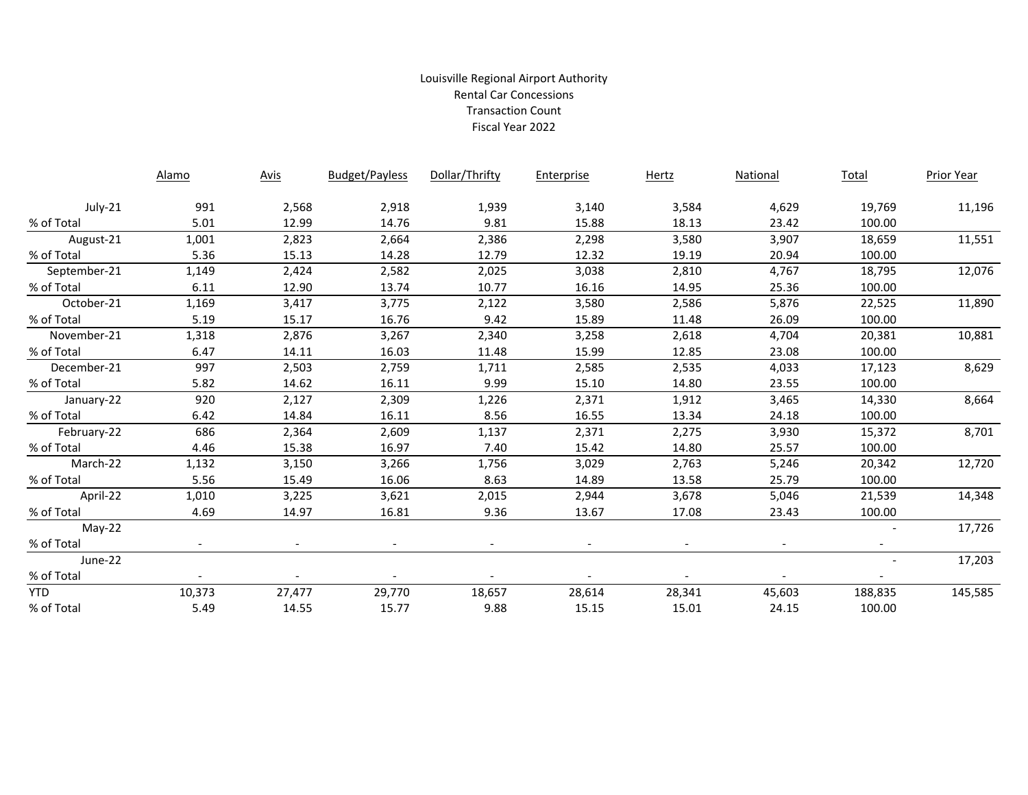Louisville Regional Airport Authority
Rental Car Concessions
Transaction Count
Fiscal Year 2022

| | Alamo | Avis | Budget/Payless | Dollar/Thrifty | Enterprise | Hertz | National | Total | Prior Year |
|---|---|---|---|---|---|---|---|---|---|
| July-21 | 991 | 2,568 | 2,918 | 1,939 | 3,140 | 3,584 | 4,629 | 19,769 | 11,196 |
| % of Total | 5.01 | 12.99 | 14.76 | 9.81 | 15.88 | 18.13 | 23.42 | 100.00 | |
| August-21 | 1,001 | 2,823 | 2,664 | 2,386 | 2,298 | 3,580 | 3,907 | 18,659 | 11,551 |
| % of Total | 5.36 | 15.13 | 14.28 | 12.79 | 12.32 | 19.19 | 20.94 | 100.00 | |
| September-21 | 1,149 | 2,424 | 2,582 | 2,025 | 3,038 | 2,810 | 4,767 | 18,795 | 12,076 |
| % of Total | 6.11 | 12.90 | 13.74 | 10.77 | 16.16 | 14.95 | 25.36 | 100.00 | |
| October-21 | 1,169 | 3,417 | 3,775 | 2,122 | 3,580 | 2,586 | 5,876 | 22,525 | 11,890 |
| % of Total | 5.19 | 15.17 | 16.76 | 9.42 | 15.89 | 11.48 | 26.09 | 100.00 | |
| November-21 | 1,318 | 2,876 | 3,267 | 2,340 | 3,258 | 2,618 | 4,704 | 20,381 | 10,881 |
| % of Total | 6.47 | 14.11 | 16.03 | 11.48 | 15.99 | 12.85 | 23.08 | 100.00 | |
| December-21 | 997 | 2,503 | 2,759 | 1,711 | 2,585 | 2,535 | 4,033 | 17,123 | 8,629 |
| % of Total | 5.82 | 14.62 | 16.11 | 9.99 | 15.10 | 14.80 | 23.55 | 100.00 | |
| January-22 | 920 | 2,127 | 2,309 | 1,226 | 2,371 | 1,912 | 3,465 | 14,330 | 8,664 |
| % of Total | 6.42 | 14.84 | 16.11 | 8.56 | 16.55 | 13.34 | 24.18 | 100.00 | |
| February-22 | 686 | 2,364 | 2,609 | 1,137 | 2,371 | 2,275 | 3,930 | 15,372 | 8,701 |
| % of Total | 4.46 | 15.38 | 16.97 | 7.40 | 15.42 | 14.80 | 25.57 | 100.00 | |
| March-22 | 1,132 | 3,150 | 3,266 | 1,756 | 3,029 | 2,763 | 5,246 | 20,342 | 12,720 |
| % of Total | 5.56 | 15.49 | 16.06 | 8.63 | 14.89 | 13.58 | 25.79 | 100.00 | |
| April-22 | 1,010 | 3,225 | 3,621 | 2,015 | 2,944 | 3,678 | 5,046 | 21,539 | 14,348 |
| % of Total | 4.69 | 14.97 | 16.81 | 9.36 | 13.67 | 17.08 | 23.43 | 100.00 | |
| May-22 | | | | | | | | - | 17,726 |
| % of Total | - | - | - | - | - | - | - | - | |
| June-22 | | | | | | | | - | 17,203 |
| % of Total | - | - | - | - | - | - | - | - | |
| YTD | 10,373 | 27,477 | 29,770 | 18,657 | 28,614 | 28,341 | 45,603 | 188,835 | 145,585 |
| % of Total | 5.49 | 14.55 | 15.77 | 9.88 | 15.15 | 15.01 | 24.15 | 100.00 | |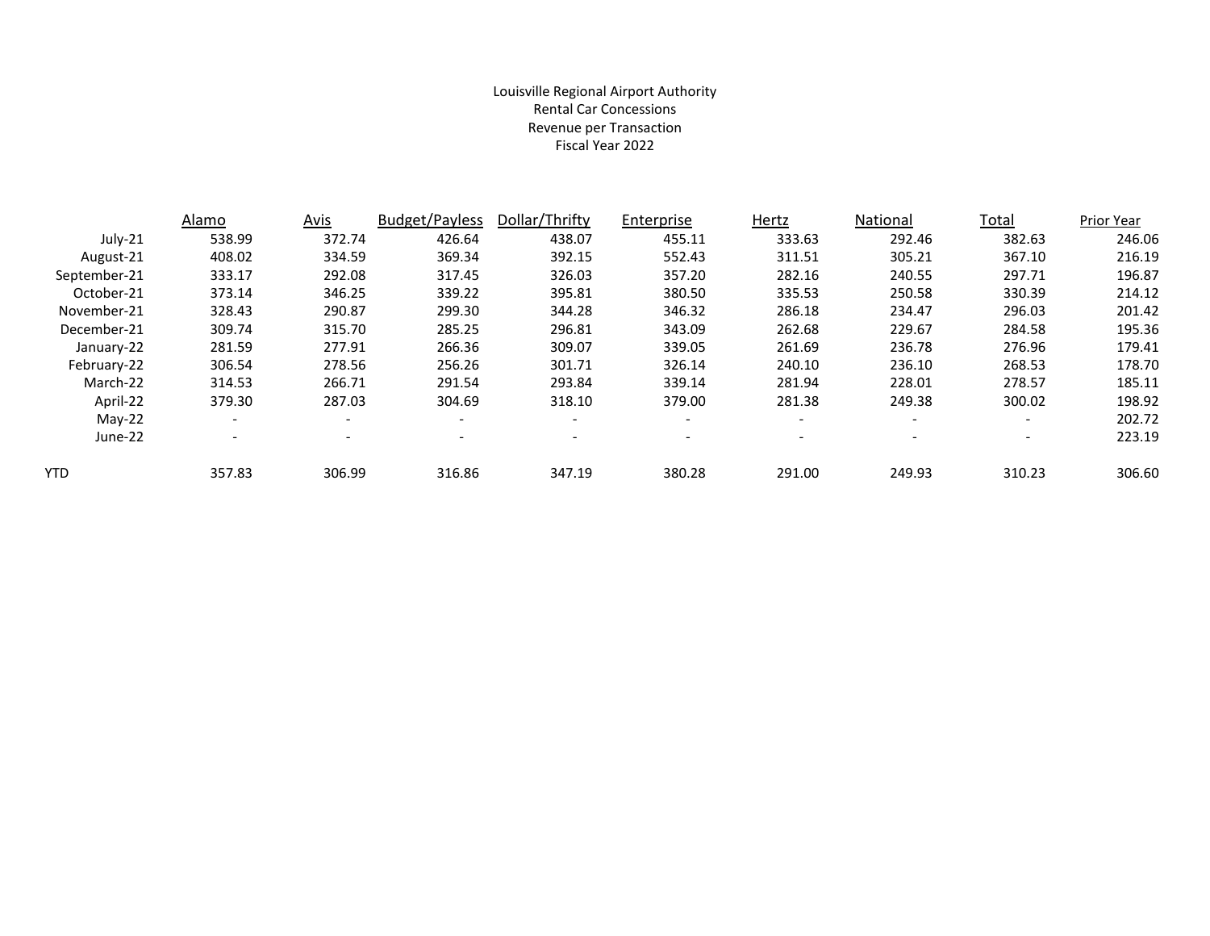Louisville Regional Airport Authority
Rental Car Concessions
Revenue per Transaction
Fiscal Year 2022

| | Alamo | Avis | Budget/Payless | Dollar/Thrifty | Enterprise | Hertz | National | Total | Prior Year |
|---|---|---|---|---|---|---|---|---|---|
| July-21 | 538.99 | 372.74 | 426.64 | 438.07 | 455.11 | 333.63 | 292.46 | 382.63 | 246.06 |
| August-21 | 408.02 | 334.59 | 369.34 | 392.15 | 552.43 | 311.51 | 305.21 | 367.10 | 216.19 |
| September-21 | 333.17 | 292.08 | 317.45 | 326.03 | 357.20 | 282.16 | 240.55 | 297.71 | 196.87 |
| October-21 | 373.14 | 346.25 | 339.22 | 395.81 | 380.50 | 335.53 | 250.58 | 330.39 | 214.12 |
| November-21 | 328.43 | 290.87 | 299.30 | 344.28 | 346.32 | 286.18 | 234.47 | 296.03 | 201.42 |
| December-21 | 309.74 | 315.70 | 285.25 | 296.81 | 343.09 | 262.68 | 229.67 | 284.58 | 195.36 |
| January-22 | 281.59 | 277.91 | 266.36 | 309.07 | 339.05 | 261.69 | 236.78 | 276.96 | 179.41 |
| February-22 | 306.54 | 278.56 | 256.26 | 301.71 | 326.14 | 240.10 | 236.10 | 268.53 | 178.70 |
| March-22 | 314.53 | 266.71 | 291.54 | 293.84 | 339.14 | 281.94 | 228.01 | 278.57 | 185.11 |
| April-22 | 379.30 | 287.03 | 304.69 | 318.10 | 379.00 | 281.38 | 249.38 | 300.02 | 198.92 |
| May-22 | - | - | - | - | - | - | - | - | 202.72 |
| June-22 | - | - | - | - | - | - | - | - | 223.19 |
| YTD | 357.83 | 306.99 | 316.86 | 347.19 | 380.28 | 291.00 | 249.93 | 310.23 | 306.60 |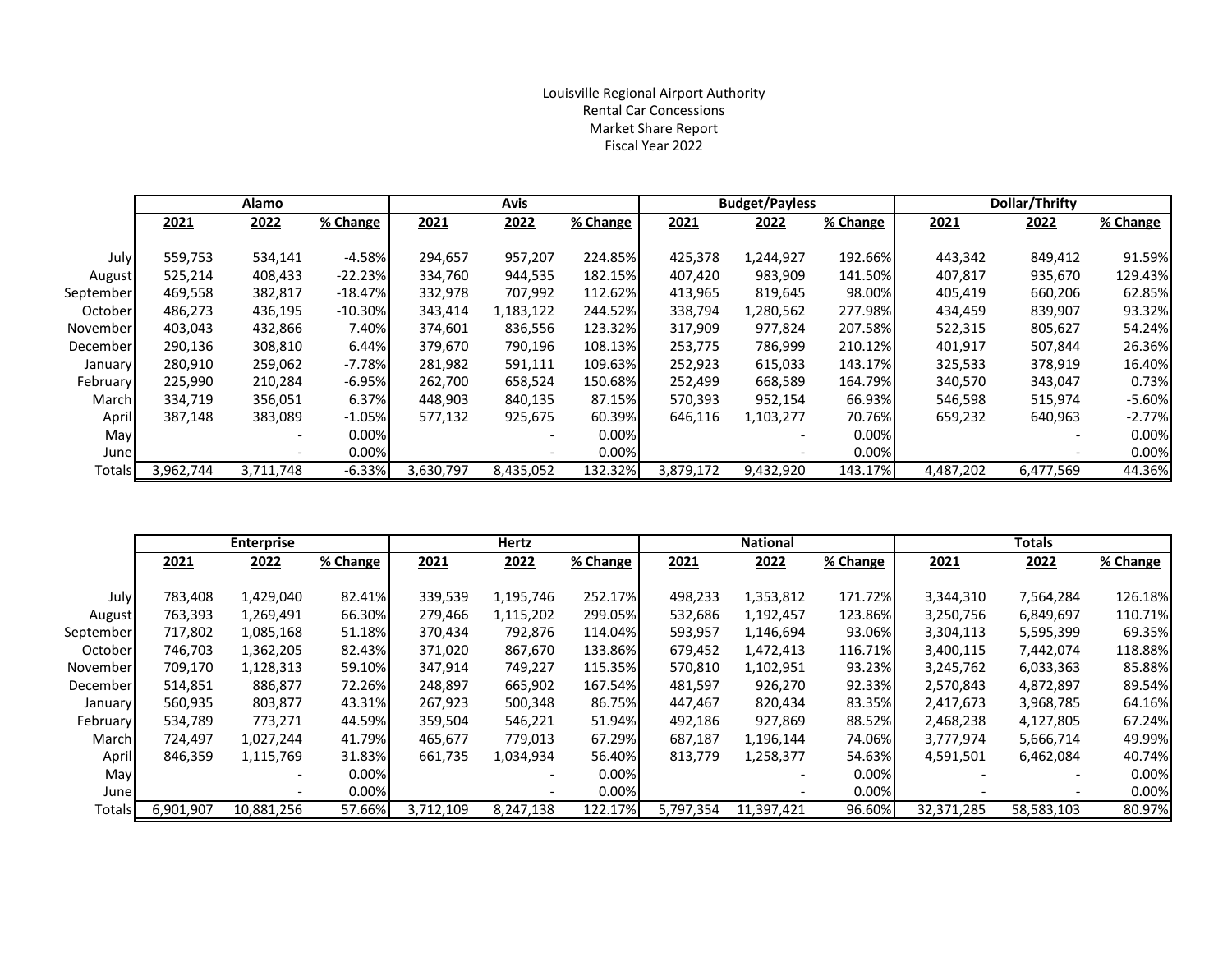Louisville Regional Airport Authority
Rental Car Concessions
Market Share Report
Fiscal Year 2022

| | Alamo | | | Avis | | | Budget/Payless | | | Dollar/Thrifty | | |
|---|---|---|---|---|---|---|---|---|---|---|---|---|
| | 2021 | 2022 | % Change | 2021 | 2022 | % Change | 2021 | 2022 | % Change | 2021 | 2022 | % Change |
| July | 559,753 | 534,141 | -4.58% | 294,657 | 957,207 | 224.85% | 425,378 | 1,244,927 | 192.66% | 443,342 | 849,412 | 91.59% |
| August | 525,214 | 408,433 | -22.23% | 334,760 | 944,535 | 182.15% | 407,420 | 983,909 | 141.50% | 407,817 | 935,670 | 129.43% |
| September | 469,558 | 382,817 | -18.47% | 332,978 | 707,992 | 112.62% | 413,965 | 819,645 | 98.00% | 405,419 | 660,206 | 62.85% |
| October | 486,273 | 436,195 | -10.30% | 343,414 | 1,183,122 | 244.52% | 338,794 | 1,280,562 | 277.98% | 434,459 | 839,907 | 93.32% |
| November | 403,043 | 432,866 | 7.40% | 374,601 | 836,556 | 123.32% | 317,909 | 977,824 | 207.58% | 522,315 | 805,627 | 54.24% |
| December | 290,136 | 308,810 | 6.44% | 379,670 | 790,196 | 108.13% | 253,775 | 786,999 | 210.12% | 401,917 | 507,844 | 26.36% |
| January | 280,910 | 259,062 | -7.78% | 281,982 | 591,111 | 109.63% | 252,923 | 615,033 | 143.17% | 325,533 | 378,919 | 16.40% |
| February | 225,990 | 210,284 | -6.95% | 262,700 | 658,524 | 150.68% | 252,499 | 668,589 | 164.79% | 340,570 | 343,047 | 0.73% |
| March | 334,719 | 356,051 | 6.37% | 448,903 | 840,135 | 87.15% | 570,393 | 952,154 | 66.93% | 546,598 | 515,974 | -5.60% |
| April | 387,148 | 383,089 | -1.05% | 577,132 | 925,675 | 60.39% | 646,116 | 1,103,277 | 70.76% | 659,232 | 640,963 | -2.77% |
| May | | - | 0.00% | | - | 0.00% | | - | 0.00% | | - | 0.00% |
| June | | - | 0.00% | | - | 0.00% | | - | 0.00% | | - | 0.00% |
| Totals | 3,962,744 | 3,711,748 | -6.33% | 3,630,797 | 8,435,052 | 132.32% | 3,879,172 | 9,432,920 | 143.17% | 4,487,202 | 6,477,569 | 44.36% |

| | Enterprise | | | Hertz | | | National | | | Totals | | |
|---|---|---|---|---|---|---|---|---|---|---|---|---|
| | 2021 | 2022 | % Change | 2021 | 2022 | % Change | 2021 | 2022 | % Change | 2021 | 2022 | % Change |
| July | 783,408 | 1,429,040 | 82.41% | 339,539 | 1,195,746 | 252.17% | 498,233 | 1,353,812 | 171.72% | 3,344,310 | 7,564,284 | 126.18% |
| August | 763,393 | 1,269,491 | 66.30% | 279,466 | 1,115,202 | 299.05% | 532,686 | 1,192,457 | 123.86% | 3,250,756 | 6,849,697 | 110.71% |
| September | 717,802 | 1,085,168 | 51.18% | 370,434 | 792,876 | 114.04% | 593,957 | 1,146,694 | 93.06% | 3,304,113 | 5,595,399 | 69.35% |
| October | 746,703 | 1,362,205 | 82.43% | 371,020 | 867,670 | 133.86% | 679,452 | 1,472,413 | 116.71% | 3,400,115 | 7,442,074 | 118.88% |
| November | 709,170 | 1,128,313 | 59.10% | 347,914 | 749,227 | 115.35% | 570,810 | 1,102,951 | 93.23% | 3,245,762 | 6,033,363 | 85.88% |
| December | 514,851 | 886,877 | 72.26% | 248,897 | 665,902 | 167.54% | 481,597 | 926,270 | 92.33% | 2,570,843 | 4,872,897 | 89.54% |
| January | 560,935 | 803,877 | 43.31% | 267,923 | 500,348 | 86.75% | 447,467 | 820,434 | 83.35% | 2,417,673 | 3,968,785 | 64.16% |
| February | 534,789 | 773,271 | 44.59% | 359,504 | 546,221 | 51.94% | 492,186 | 927,869 | 88.52% | 2,468,238 | 4,127,805 | 67.24% |
| March | 724,497 | 1,027,244 | 41.79% | 465,677 | 779,013 | 67.29% | 687,187 | 1,196,144 | 74.06% | 3,777,974 | 5,666,714 | 49.99% |
| April | 846,359 | 1,115,769 | 31.83% | 661,735 | 1,034,934 | 56.40% | 813,779 | 1,258,377 | 54.63% | 4,591,501 | 6,462,084 | 40.74% |
| May | | - | 0.00% | | - | 0.00% | | - | 0.00% | - | - | 0.00% |
| June | | - | 0.00% | | - | 0.00% | | - | 0.00% | - | - | 0.00% |
| Totals | 6,901,907 | 10,881,256 | 57.66% | 3,712,109 | 8,247,138 | 122.17% | 5,797,354 | 11,397,421 | 96.60% | 32,371,285 | 58,583,103 | 80.97% |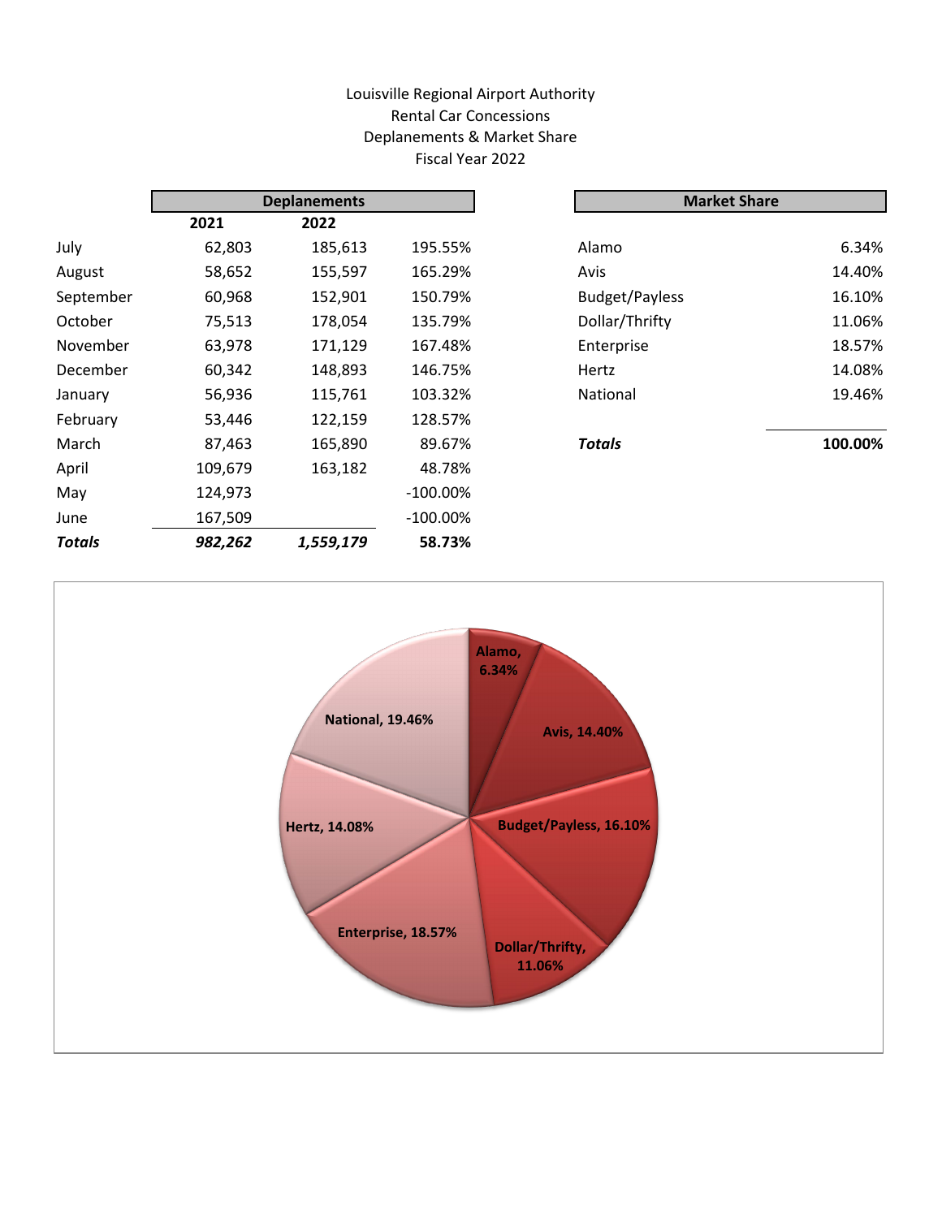Louisville Regional Airport Authority
Rental Car Concessions
Deplanements & Market Share
Fiscal Year 2022

| | Deplanements | | |
|---|---|---|---|
| | 2021 | 2022 | |
| July | 62,803 | 185,613 | 195.55% |
| August | 58,652 | 155,597 | 165.29% |
| September | 60,968 | 152,901 | 150.79% |
| October | 75,513 | 178,054 | 135.79% |
| November | 63,978 | 171,129 | 167.48% |
| December | 60,342 | 148,893 | 146.75% |
| January | 56,936 | 115,761 | 103.32% |
| February | 53,446 | 122,159 | 128.57% |
| March | 87,463 | 165,890 | 89.67% |
| April | 109,679 | 163,182 | 48.78% |
| May | 124,973 | | -100.00% |
| June | 167,509 | | -100.00% |
| ***Totals*** | ***982,262*** | ***1,559,179*** | **58.73%** |

| Market Share | |
|---|---|
| Alamo | 6.34% |
| Avis | 14.40% |
| Budget/Payless | 16.10% |
| Dollar/Thrifty | 11.06% |
| Enterprise | 18.57% |
| Hertz | 14.08% |
| National | 19.46% |
| ***Totals*** | **100.00%** |

Alamo, 6.34%
Avis, 14.40%
Budget/Payless, 16.10%
Dollar/Thrifty, 11.06%
Enterprise, 18.57%
Hertz, 14.08%
National, 19.46%